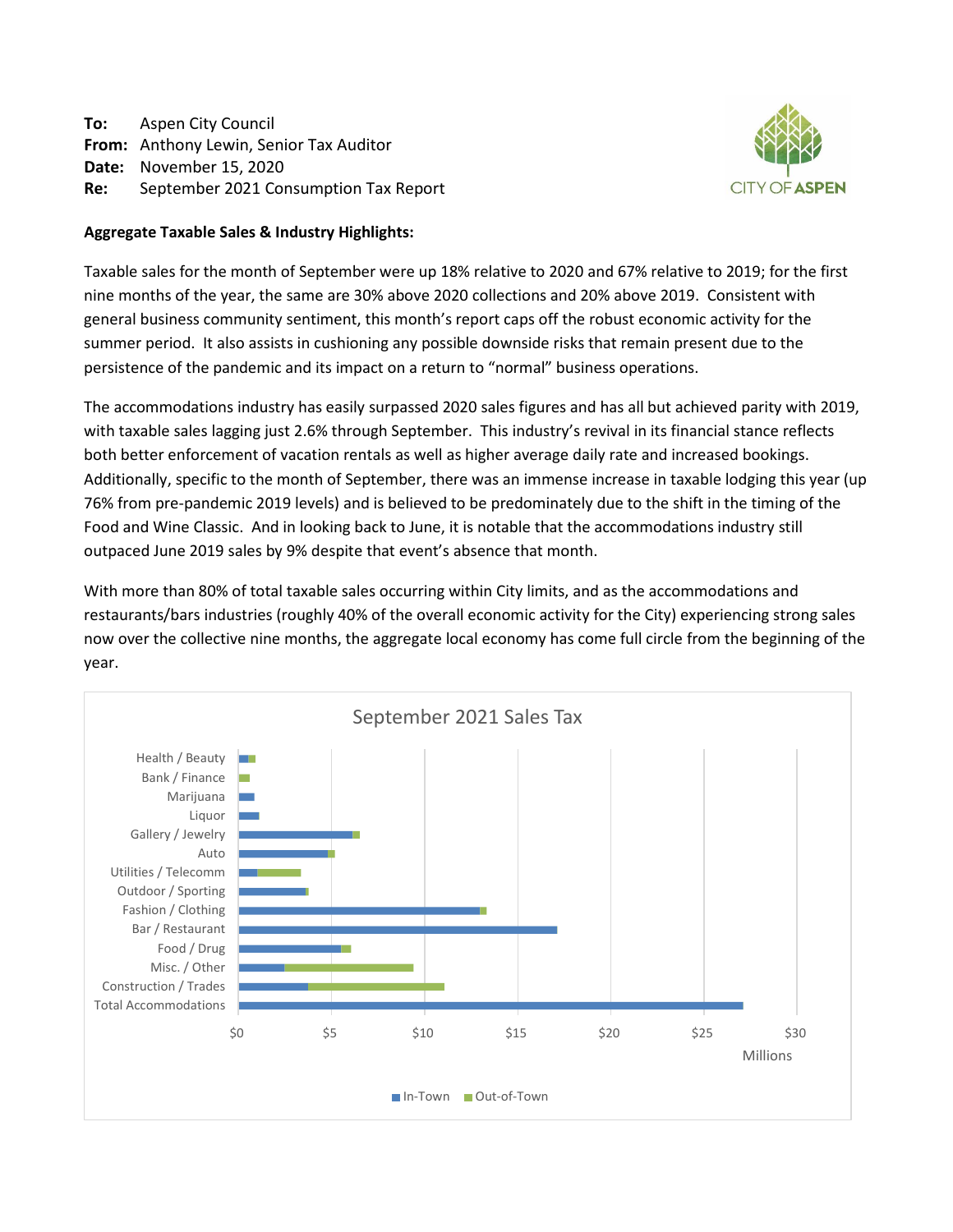**To:** Aspen City Council
**From:** Anthony Lewin, Senior Tax Auditor
**Date:** November 15, 2020
**Re:** September 2021 Consumption Tax Report

CITY OF ASPEN

**Aggregate Taxable Sales & Industry Highlights:**

Taxable sales for the month of September were up 18% relative to 2020 and 67% relative to 2019; for the first nine months of the year, the same are 30% above 2020 collections and 20% above 2019. Consistent with general business community sentiment, this month's report caps off the robust economic activity for the summer period. It also assists in cushioning any possible downside risks that remain present due to the persistence of the pandemic and its impact on a return to "normal" business operations.

The accommodations industry has easily surpassed 2020 sales figures and has all but achieved parity with 2019, with taxable sales lagging just 2.6% through September. This industry's revival in its financial stance reflects both better enforcement of vacation rentals as well as higher average daily rate and increased bookings. Additionally, specific to the month of September, there was an immense increase in taxable lodging this year (up 76% from pre-pandemic 2019 levels) and is believed to be predominately due to the shift in the timing of the Food and Wine Classic. And in looking back to June, it is notable that the accommodations industry still outpaced June 2019 sales by 9% despite that event's absence that month.

With more than 80% of total taxable sales occurring within City limits, and as the accommodations and restaurants/bars industries (roughly 40% of the overall economic activity for the City) experiencing strong sales now over the collective nine months, the aggregate local economy has come full circle from the beginning of the year.

**September 2021 Sales Tax**

Categories: Health / Beauty, Bank / Finance, Marijuana, Liquor, Gallery / Jewelry, Auto, Utilities / Telecomm, Outdoor / Sporting, Fashion / Clothing, Bar / Restaurant, Food / Drug, Misc. / Other, Construction / Trades, Total Accommodations

X-axis: $0, $5, $10, $15, $20, $25, $30 (Millions)

Legend: In-Town, Out-of-Town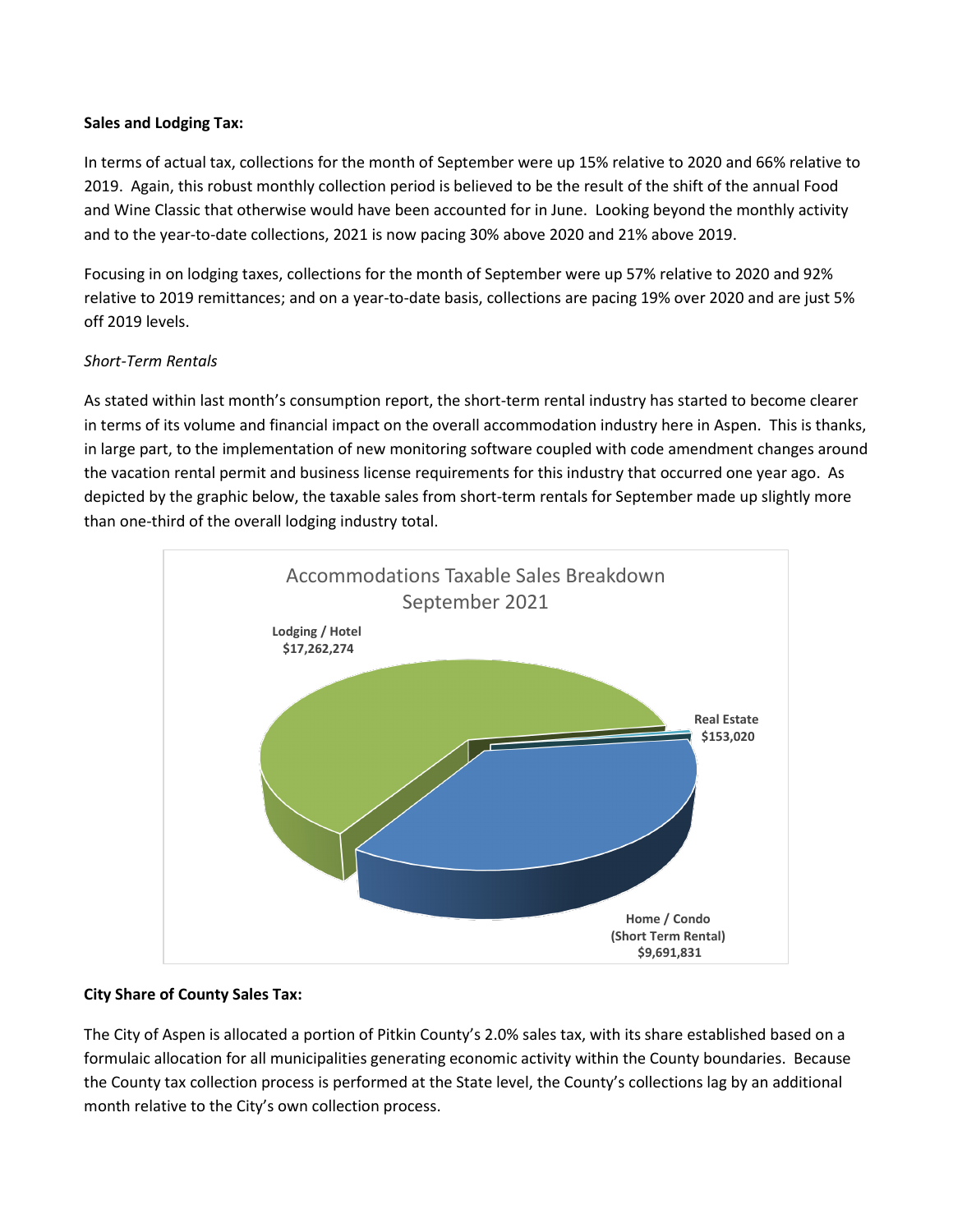**Sales and Lodging Tax:**

In terms of actual tax, collections for the month of September were up 15% relative to 2020 and 66% relative to 2019. Again, this robust monthly collection period is believed to be the result of the shift of the annual Food and Wine Classic that otherwise would have been accounted for in June. Looking beyond the monthly activity and to the year-to-date collections, 2021 is now pacing 30% above 2020 and 21% above 2019.

Focusing in on lodging taxes, collections for the month of September were up 57% relative to 2020 and 92% relative to 2019 remittances; and on a year-to-date basis, collections are pacing 19% over 2020 and are just 5% off 2019 levels.

*Short-Term Rentals*

As stated within last month's consumption report, the short-term rental industry has started to become clearer in terms of its volume and financial impact on the overall accommodation industry here in Aspen. This is thanks, in large part, to the implementation of new monitoring software coupled with code amendment changes around the vacation rental permit and business license requirements for this industry that occurred one year ago. As depicted by the graphic below, the taxable sales from short-term rentals for September made up slightly more than one-third of the overall lodging industry total.

Accommodations Taxable Sales Breakdown
September 2021

| Category | Taxable Sales |
|---|---|
| Lodging / Hotel | $17,262,274 |
| Real Estate | $153,020 |
| Home / Condo (Short Term Rental) | $9,691,831 |

**City Share of County Sales Tax:**

The City of Aspen is allocated a portion of Pitkin County's 2.0% sales tax, with its share established based on a formulaic allocation for all municipalities generating economic activity within the County boundaries. Because the County tax collection process is performed at the State level, the County's collections lag by an additional month relative to the City's own collection process.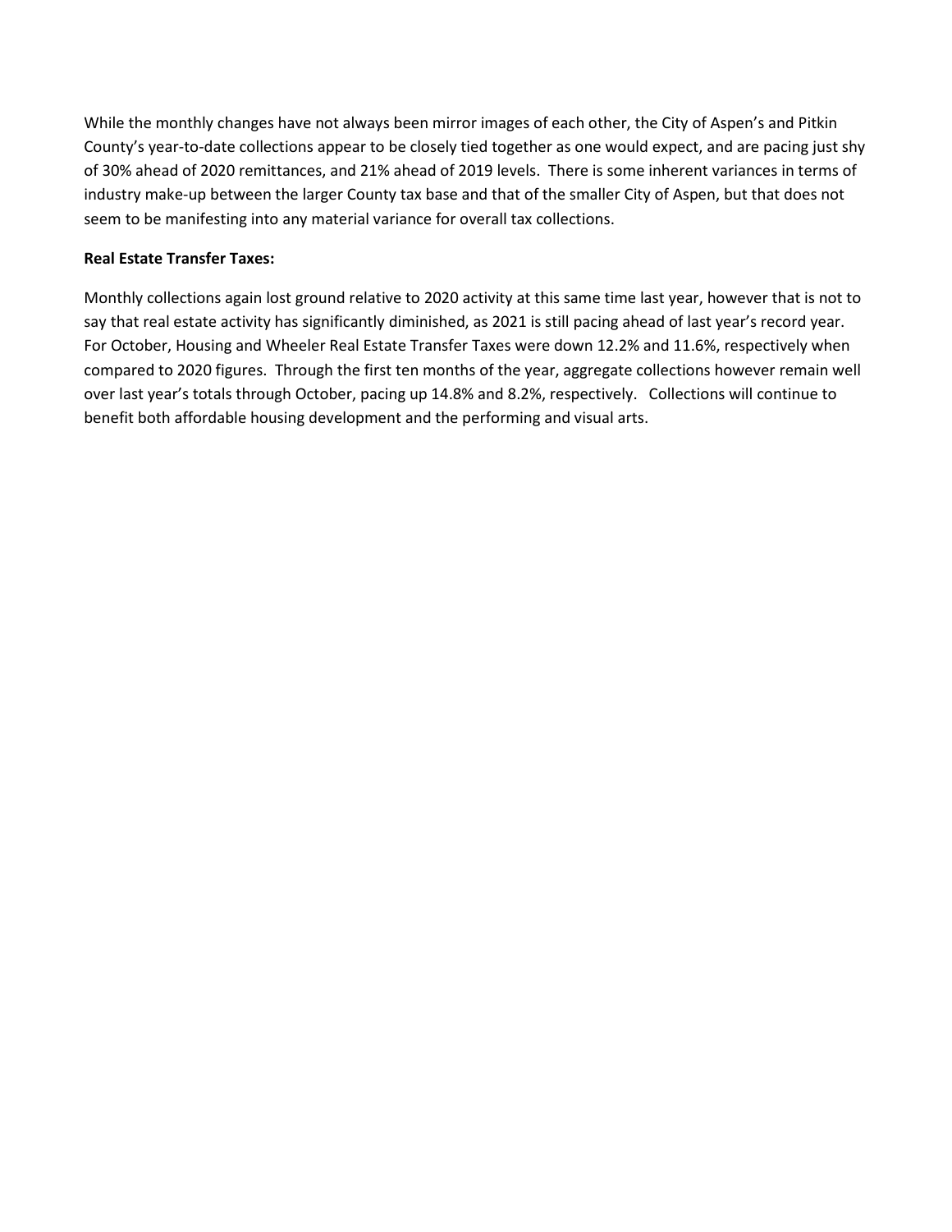While the monthly changes have not always been mirror images of each other, the City of Aspen's and Pitkin County's year-to-date collections appear to be closely tied together as one would expect, and are pacing just shy of 30% ahead of 2020 remittances, and 21% ahead of 2019 levels. There is some inherent variances in terms of industry make-up between the larger County tax base and that of the smaller City of Aspen, but that does not seem to be manifesting into any material variance for overall tax collections.

**Real Estate Transfer Taxes:**

Monthly collections again lost ground relative to 2020 activity at this same time last year, however that is not to say that real estate activity has significantly diminished, as 2021 is still pacing ahead of last year's record year. For October, Housing and Wheeler Real Estate Transfer Taxes were down 12.2% and 11.6%, respectively when compared to 2020 figures. Through the first ten months of the year, aggregate collections however remain well over last year's totals through October, pacing up 14.8% and 8.2%, respectively. Collections will continue to benefit both affordable housing development and the performing and visual arts.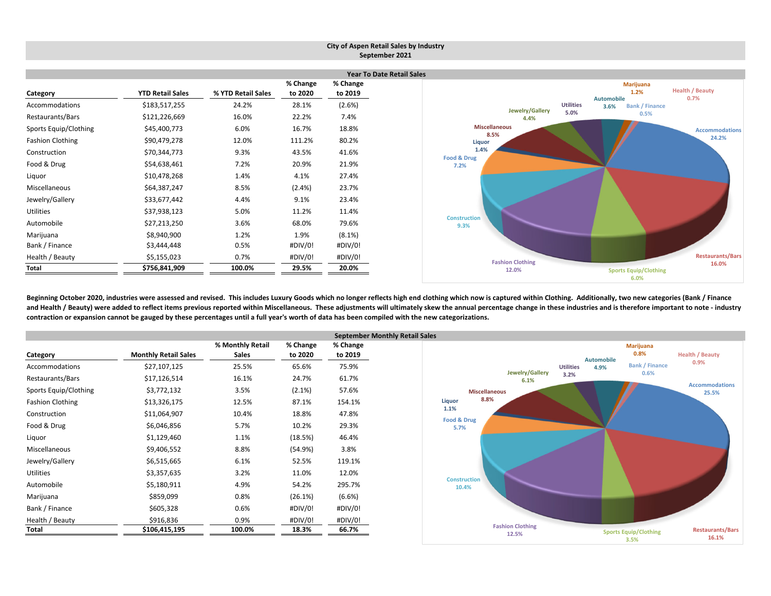**City of Aspen Retail Sales by Industry**
**September 2021**

## Year To Date Retail Sales

| Category | YTD Retail Sales | % YTD Retail Sales | % Change to 2020 | % Change to 2019 |
|---|---|---|---|---|
| Accommodations | $183,517,255 | 24.2% | 28.1% | (2.6%) |
| Restaurants/Bars | $121,226,669 | 16.0% | 22.2% | 7.4% |
| Sports Equip/Clothing | $45,400,773 | 6.0% | 16.7% | 18.8% |
| Fashion Clothing | $90,479,278 | 12.0% | 111.2% | 80.2% |
| Construction | $70,344,773 | 9.3% | 43.5% | 41.6% |
| Food & Drug | $54,638,461 | 7.2% | 20.9% | 21.9% |
| Liquor | $10,478,268 | 1.4% | 4.1% | 27.4% |
| Miscellaneous | $64,387,247 | 8.5% | (2.4%) | 23.7% |
| Jewelry/Gallery | $33,677,442 | 4.4% | 9.1% | 23.4% |
| Utilities | $37,938,123 | 5.0% | 11.2% | 11.4% |
| Automobile | $27,213,250 | 3.6% | 68.0% | 79.6% |
| Marijuana | $8,940,900 | 1.2% | 1.9% | (8.1%) |
| Bank / Finance | $3,444,448 | 0.5% | #DIV/0! | #DIV/0! |
| Health / Beauty | $5,155,023 | 0.7% | #DIV/0! | #DIV/0! |
| **Total** | **$756,841,909** | **100.0%** | **29.5%** | **20.0%** |

**Beginning October 2020, industries were assessed and revised. This includes Luxury Goods which no longer reflects high end clothing which now is captured within Clothing. Additionally, two new categories (Bank / Finance and Health / Beauty) were added to reflect items previous reported within Miscellaneous. These adjustments will ultimately skew the annual percentage change in these industries and is therefore important to note - industry contraction or expansion cannot be gauged by these percentages until a full year's worth of data has been compiled with the new categorizations.**

## September Monthly Retail Sales

| Category | Monthly Retail Sales | % Monthly Retail Sales | % Change to 2020 | % Change to 2019 |
|---|---|---|---|---|
| Accommodations | $27,107,125 | 25.5% | 65.6% | 75.9% |
| Restaurants/Bars | $17,126,514 | 16.1% | 24.7% | 61.7% |
| Sports Equip/Clothing | $3,772,132 | 3.5% | (2.1%) | 57.6% |
| Fashion Clothing | $13,326,175 | 12.5% | 87.1% | 154.1% |
| Construction | $11,064,907 | 10.4% | 18.8% | 47.8% |
| Food & Drug | $6,046,856 | 5.7% | 10.2% | 29.3% |
| Liquor | $1,129,460 | 1.1% | (18.5%) | 46.4% |
| Miscellaneous | $9,406,552 | 8.8% | (54.9%) | 3.8% |
| Jewelry/Gallery | $6,515,665 | 6.1% | 52.5% | 119.1% |
| Utilities | $3,357,635 | 3.2% | 11.0% | 12.0% |
| Automobile | $5,180,911 | 4.9% | 54.2% | 295.7% |
| Marijuana | $859,099 | 0.8% | (26.1%) | (6.6%) |
| Bank / Finance | $605,328 | 0.6% | #DIV/0! | #DIV/0! |
| Health / Beauty | $916,836 | 0.9% | #DIV/0! | #DIV/0! |
| **Total** | **$106,415,195** | **100.0%** | **18.3%** | **66.7%** |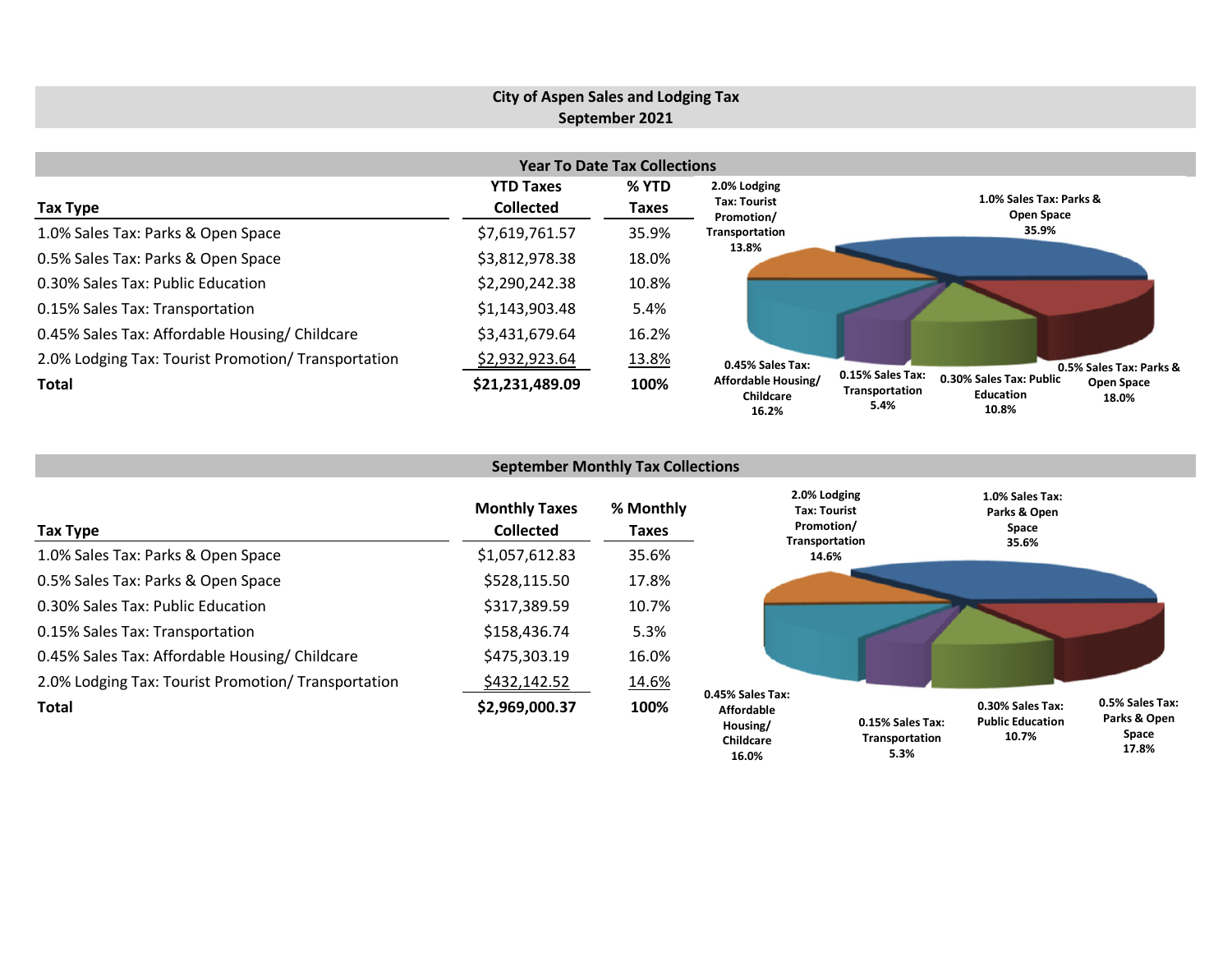# City of Aspen Sales and Lodging Tax
## September 2021

### Year To Date Tax Collections

| Tax Type | YTD Taxes Collected | % YTD Taxes |
|---|---|---|
| 1.0% Sales Tax: Parks & Open Space | $7,619,761.57 | 35.9% |
| 0.5% Sales Tax: Parks & Open Space | $3,812,978.38 | 18.0% |
| 0.30% Sales Tax: Public Education | $2,290,242.38 | 10.8% |
| 0.15% Sales Tax: Transportation | $1,143,903.48 | 5.4% |
| 0.45% Sales Tax: Affordable Housing/ Childcare | $3,431,679.64 | 16.2% |
| 2.0% Lodging Tax: Tourist Promotion/ Transportation | $2,932,923.64 | 13.8% |
| **Total** | **$21,231,489.09** | **100%** |

2.0% Lodging Tax: Tourist Promotion/ Transportation 13.8%

1.0% Sales Tax: Parks & Open Space 35.9%

0.45% Sales Tax: Affordable Housing/ Childcare 16.2%

0.15% Sales Tax: Transportation 5.4%

0.30% Sales Tax: Public Education 10.8%

0.5% Sales Tax: Parks & Open Space 18.0%

### September Monthly Tax Collections

| Tax Type | Monthly Taxes Collected | % Monthly Taxes |
|---|---|---|
| 1.0% Sales Tax: Parks & Open Space | $1,057,612.83 | 35.6% |
| 0.5% Sales Tax: Parks & Open Space | $528,115.50 | 17.8% |
| 0.30% Sales Tax: Public Education | $317,389.59 | 10.7% |
| 0.15% Sales Tax: Transportation | $158,436.74 | 5.3% |
| 0.45% Sales Tax: Affordable Housing/ Childcare | $475,303.19 | 16.0% |
| 2.0% Lodging Tax: Tourist Promotion/ Transportation | $432,142.52 | 14.6% |
| **Total** | **$2,969,000.37** | **100%** |

2.0% Lodging Tax: Tourist Promotion/ Transportation 14.6%

1.0% Sales Tax: Parks & Open Space 35.6%

0.45% Sales Tax: Affordable Housing/ Childcare 16.0%

0.15% Sales Tax: Transportation 5.3%

0.30% Sales Tax: Public Education 10.7%

0.5% Sales Tax: Parks & Open Space 17.8%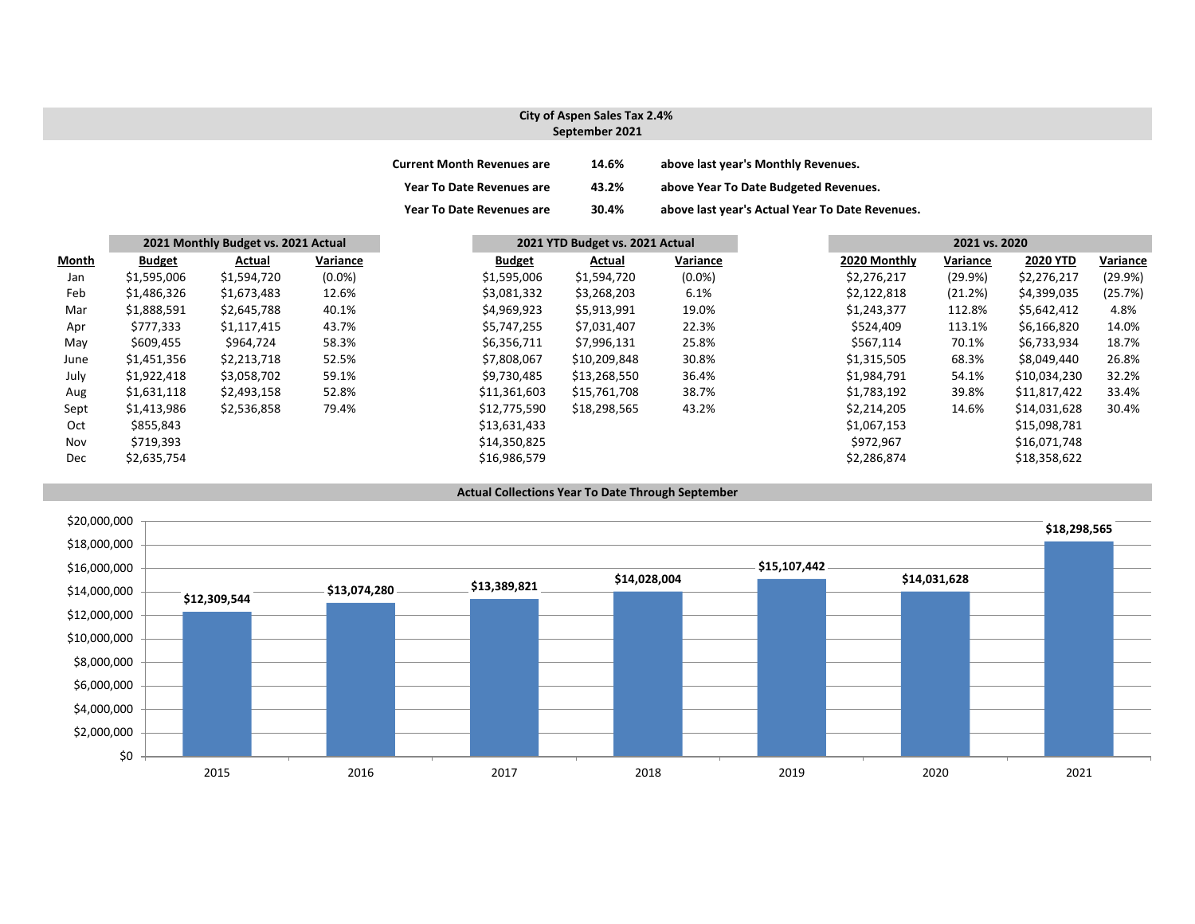## City of Aspen Sales Tax 2.4%
## September 2021

| | | |
|---|---|---|
| **Current Month Revenues are** | **14.6%** | **above last year's Monthly Revenues.** |
| **Year To Date Revenues are** | **43.2%** | **above Year To Date Budgeted Revenues.** |
| **Year To Date Revenues are** | **30.4%** | **above last year's Actual Year To Date Revenues.** |

| | 2021 Monthly Budget vs. 2021 Actual | | | 2021 YTD Budget vs. 2021 Actual | | | 2021 vs. 2020 | | | |
|---|---|---|---|---|---|---|---|---|---|---|
| **Month** | **Budget** | **Actual** | **Variance** | **Budget** | **Actual** | **Variance** | **2020 Monthly** | **Variance** | **2020 YTD** | **Variance** |
| Jan | $1,595,006 | $1,594,720 | (0.0%) | $1,595,006 | $1,594,720 | (0.0%) | $2,276,217 | (29.9%) | $2,276,217 | (29.9%) |
| Feb | $1,486,326 | $1,673,483 | 12.6% | $3,081,332 | $3,268,203 | 6.1% | $2,122,818 | (21.2%) | $4,399,035 | (25.7%) |
| Mar | $1,888,591 | $2,645,788 | 40.1% | $4,969,923 | $5,913,991 | 19.0% | $1,243,377 | 112.8% | $5,642,412 | 4.8% |
| Apr | $777,333 | $1,117,415 | 43.7% | $5,747,255 | $7,031,407 | 22.3% | $524,409 | 113.1% | $6,166,820 | 14.0% |
| May | $609,455 | $964,724 | 58.3% | $6,356,711 | $7,996,131 | 25.8% | $567,114 | 70.1% | $6,733,934 | 18.7% |
| June | $1,451,356 | $2,213,718 | 52.5% | $7,808,067 | $10,209,848 | 30.8% | $1,315,505 | 68.3% | $8,049,440 | 26.8% |
| July | $1,922,418 | $3,058,702 | 59.1% | $9,730,485 | $13,268,550 | 36.4% | $1,984,791 | 54.1% | $10,034,230 | 32.2% |
| Aug | $1,631,118 | $2,493,158 | 52.8% | $11,361,603 | $15,761,708 | 38.7% | $1,783,192 | 39.8% | $11,817,422 | 33.4% |
| Sept | $1,413,986 | $2,536,858 | 79.4% | $12,775,590 | $18,298,565 | 43.2% | $2,214,205 | 14.6% | $14,031,628 | 30.4% |
| Oct | $855,843 | | | $13,631,433 | | | $1,067,153 | | $15,098,781 | |
| Nov | $719,393 | | | $14,350,825 | | | $972,967 | | $16,071,748 | |
| Dec | $2,635,754 | | | $16,986,579 | | | $2,286,874 | | $18,358,622 | |

### Actual Collections Year To Date Through September

| Year | Amount |
|---|---|
| 2015 | $12,309,544 |
| 2016 | $13,074,280 |
| 2017 | $13,389,821 |
| 2018 | $14,028,004 |
| 2019 | $15,107,442 |
| 2020 | $14,031,628 |
| 2021 | $18,298,565 |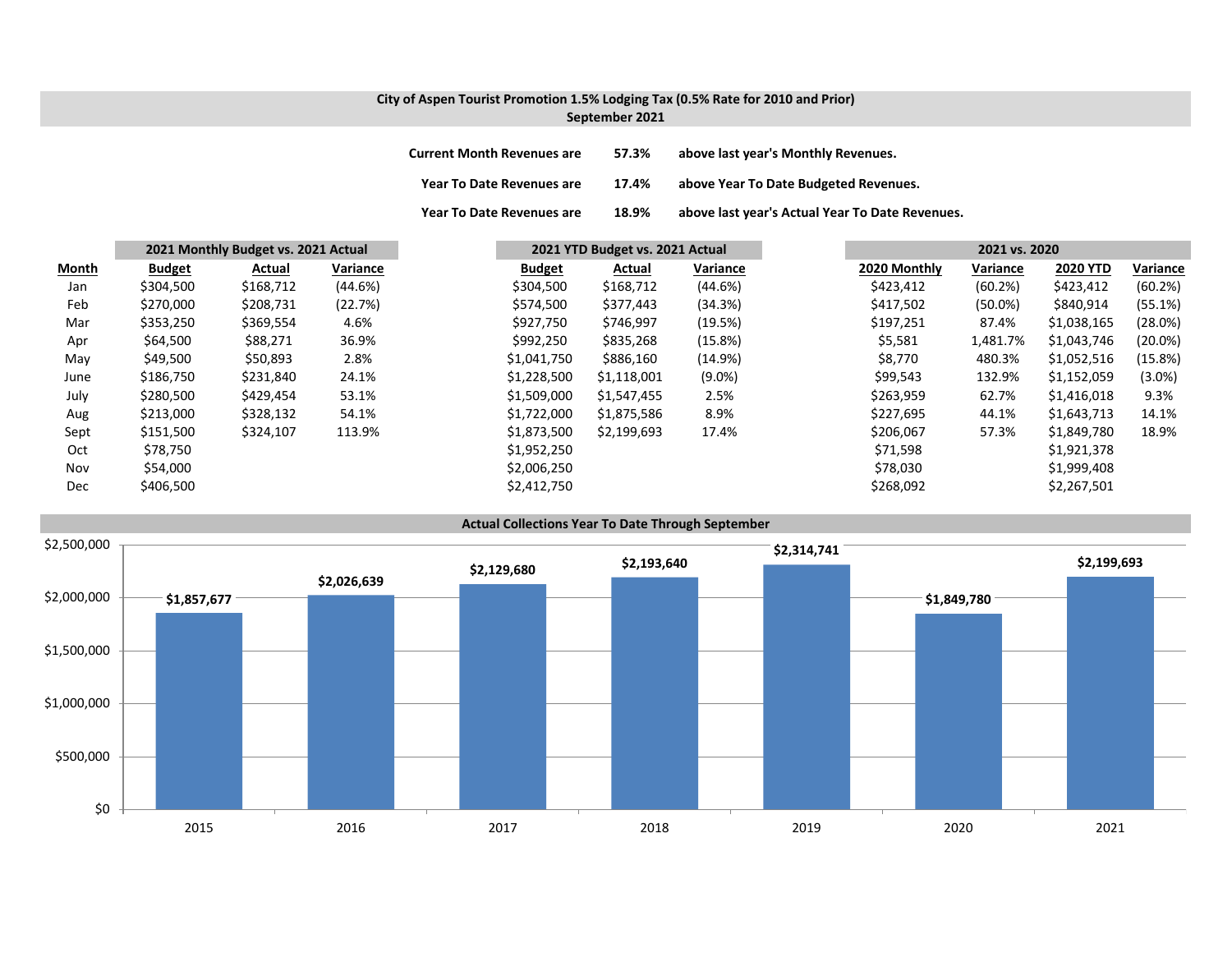# City of Aspen Tourist Promotion 1.5% Lodging Tax (0.5% Rate for 2010 and Prior)

## September 2021

| | | |
|---|---|---|
| Current Month Revenues are | 57.3% | above last year's Monthly Revenues. |
| Year To Date Revenues are | 17.4% | above Year To Date Budgeted Revenues. |
| Year To Date Revenues are | 18.9% | above last year's Actual Year To Date Revenues. |

| | 2021 Monthly Budget vs. 2021 Actual | | | 2021 YTD Budget vs. 2021 Actual | | | 2021 vs. 2020 | | | |
|---|---|---|---|---|---|---|---|---|---|---|
| **Month** | **Budget** | **Actual** | **Variance** | **Budget** | **Actual** | **Variance** | **2020 Monthly** | **Variance** | **2020 YTD** | **Variance** |
| Jan | $304,500 | $168,712 | (44.6%) | $304,500 | $168,712 | (44.6%) | $423,412 | (60.2%) | $423,412 | (60.2%) |
| Feb | $270,000 | $208,731 | (22.7%) | $574,500 | $377,443 | (34.3%) | $417,502 | (50.0%) | $840,914 | (55.1%) |
| Mar | $353,250 | $369,554 | 4.6% | $927,750 | $746,997 | (19.5%) | $197,251 | 87.4% | $1,038,165 | (28.0%) |
| Apr | $64,500 | $88,271 | 36.9% | $992,250 | $835,268 | (15.8%) | $5,581 | 1,481.7% | $1,043,746 | (20.0%) |
| May | $49,500 | $50,893 | 2.8% | $1,041,750 | $886,160 | (14.9%) | $8,770 | 480.3% | $1,052,516 | (15.8%) |
| June | $186,750 | $231,840 | 24.1% | $1,228,500 | $1,118,001 | (9.0%) | $99,543 | 132.9% | $1,152,059 | (3.0%) |
| July | $280,500 | $429,454 | 53.1% | $1,509,000 | $1,547,455 | 2.5% | $263,959 | 62.7% | $1,416,018 | 9.3% |
| Aug | $213,000 | $328,132 | 54.1% | $1,722,000 | $1,875,586 | 8.9% | $227,695 | 44.1% | $1,643,713 | 14.1% |
| Sept | $151,500 | $324,107 | 113.9% | $1,873,500 | $2,199,693 | 17.4% | $206,067 | 57.3% | $1,849,780 | 18.9% |
| Oct | $78,750 | | | $1,952,250 | | | $71,598 | | $1,921,378 | |
| Nov | $54,000 | | | $2,006,250 | | | $78,030 | | $1,999,408 | |
| Dec | $406,500 | | | $2,412,750 | | | $268,092 | | $2,267,501 | |

### Actual Collections Year To Date Through September

| Year | Collections |
|---|---|
| 2015 | $1,857,677 |
| 2016 | $2,026,639 |
| 2017 | $2,129,680 |
| 2018 | $2,193,640 |
| 2019 | $2,314,741 |
| 2020 | $1,849,780 |
| 2021 | $2,199,693 |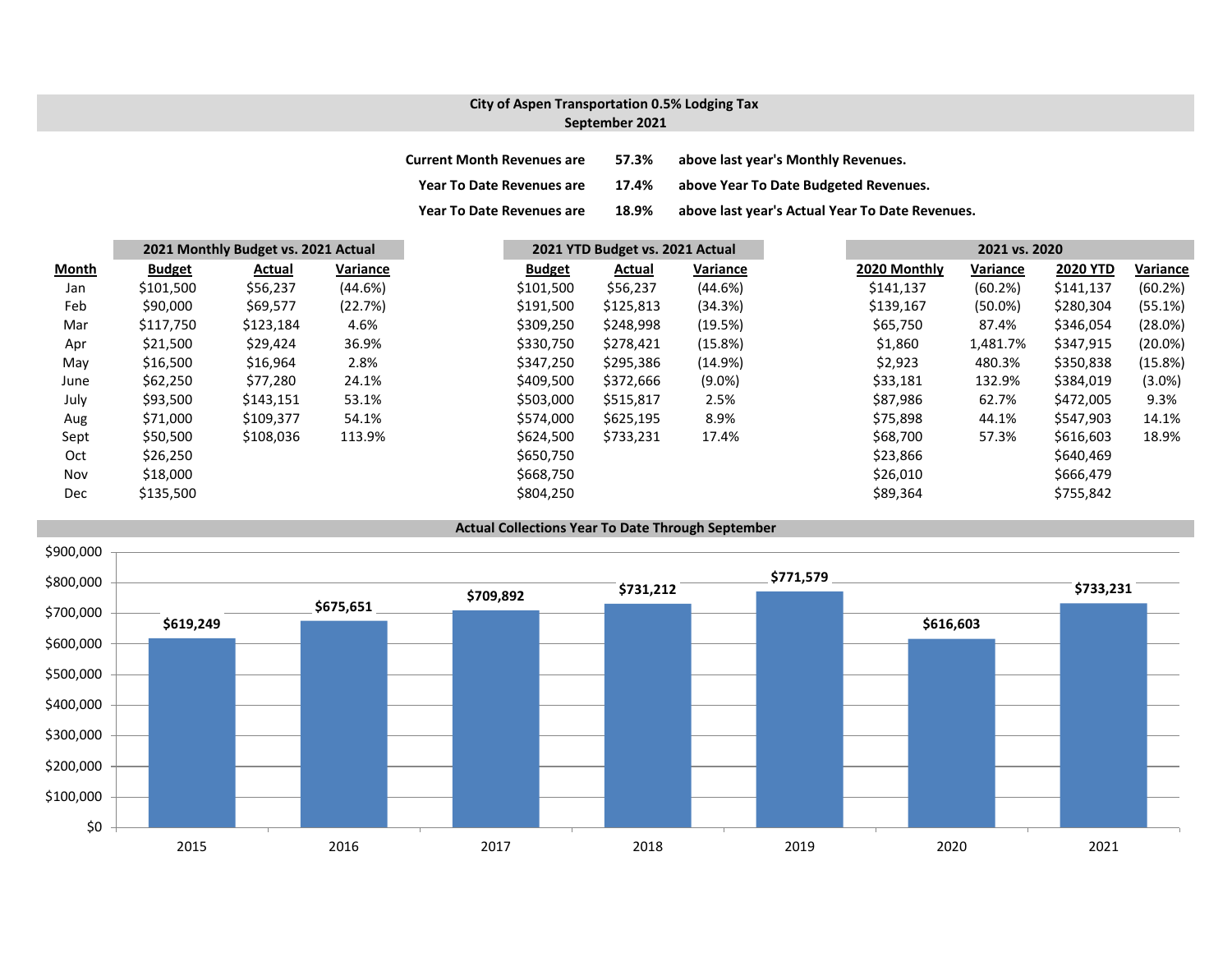**City of Aspen Transportation 0.5% Lodging Tax**
**September 2021**

**Current Month Revenues are 57.3% above last year's Monthly Revenues.**
**Year To Date Revenues are 17.4% above Year To Date Budgeted Revenues.**
**Year To Date Revenues are 18.9% above last year's Actual Year To Date Revenues.**

| | 2021 Monthly Budget vs. 2021 Actual | | | 2021 YTD Budget vs. 2021 Actual | | | 2021 vs. 2020 | | | |
|---|---|---|---|---|---|---|---|---|---|---|
| Month | Budget | Actual | Variance | Budget | Actual | Variance | 2020 Monthly | Variance | 2020 YTD | Variance |
| Jan | $101,500 | $56,237 | (44.6%) | $101,500 | $56,237 | (44.6%) | $141,137 | (60.2%) | $141,137 | (60.2%) |
| Feb | $90,000 | $69,577 | (22.7%) | $191,500 | $125,813 | (34.3%) | $139,167 | (50.0%) | $280,304 | (55.1%) |
| Mar | $117,750 | $123,184 | 4.6% | $309,250 | $248,998 | (19.5%) | $65,750 | 87.4% | $346,054 | (28.0%) |
| Apr | $21,500 | $29,424 | 36.9% | $330,750 | $278,421 | (15.8%) | $1,860 | 1,481.7% | $347,915 | (20.0%) |
| May | $16,500 | $16,964 | 2.8% | $347,250 | $295,386 | (14.9%) | $2,923 | 480.3% | $350,838 | (15.8%) |
| June | $62,250 | $77,280 | 24.1% | $409,500 | $372,666 | (9.0%) | $33,181 | 132.9% | $384,019 | (3.0%) |
| July | $93,500 | $143,151 | 53.1% | $503,000 | $515,817 | 2.5% | $87,986 | 62.7% | $472,005 | 9.3% |
| Aug | $71,000 | $109,377 | 54.1% | $574,000 | $625,195 | 8.9% | $75,898 | 44.1% | $547,903 | 14.1% |
| Sept | $50,500 | $108,036 | 113.9% | $624,500 | $733,231 | 17.4% | $68,700 | 57.3% | $616,603 | 18.9% |
| Oct | $26,250 | | | $650,750 | | | $23,866 | | $640,469 | |
| Nov | $18,000 | | | $668,750 | | | $26,010 | | $666,479 | |
| Dec | $135,500 | | | $804,250 | | | $89,364 | | $755,842 | |

**Actual Collections Year To Date Through September**

| Year | Amount |
|---|---|
| 2015 | $619,249 |
| 2016 | $675,651 |
| 2017 | $709,892 |
| 2018 | $731,212 |
| 2019 | $771,579 |
| 2020 | $616,603 |
| 2021 | $733,231 |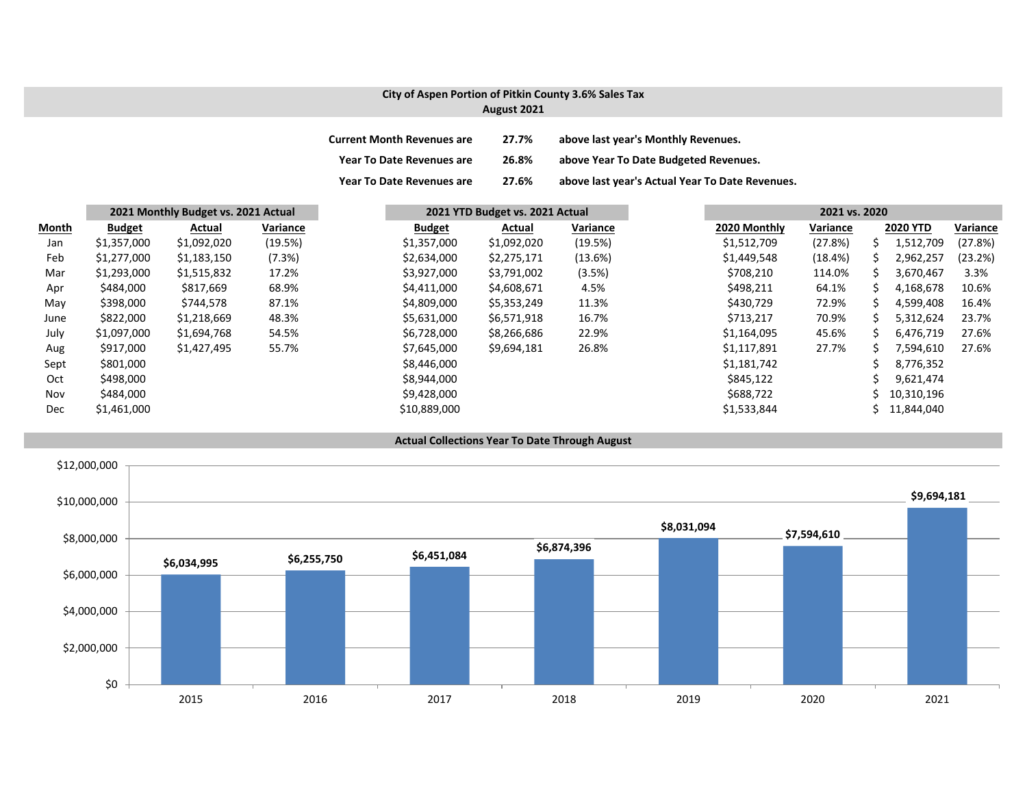## City of Aspen Portion of Pitkin County 3.6% Sales Tax
## August 2021

| | | |
|---|---|---|
| **Current Month Revenues are** | **27.7%** | **above last year's Monthly Revenues.** |
| **Year To Date Revenues are** | **26.8%** | **above Year To Date Budgeted Revenues.** |
| **Year To Date Revenues are** | **27.6%** | **above last year's Actual Year To Date Revenues.** |

| | 2021 Monthly Budget vs. 2021 Actual | | | 2021 YTD Budget vs. 2021 Actual | | | 2021 vs. 2020 | | | |
|---|---|---|---|---|---|---|---|---|---|---|
| **Month** | **Budget** | **Actual** | **Variance** | **Budget** | **Actual** | **Variance** | **2020 Monthly** | **Variance** | **2020 YTD** | **Variance** |
| Jan | $1,357,000 | $1,092,020 | (19.5%) | $1,357,000 | $1,092,020 | (19.5%) | $1,512,709 | (27.8%) | $ 1,512,709 | (27.8%) |
| Feb | $1,277,000 | $1,183,150 | (7.3%) | $2,634,000 | $2,275,171 | (13.6%) | $1,449,548 | (18.4%) | $ 2,962,257 | (23.2%) |
| Mar | $1,293,000 | $1,515,832 | 17.2% | $3,927,000 | $3,791,002 | (3.5%) | $708,210 | 114.0% | $ 3,670,467 | 3.3% |
| Apr | $484,000 | $817,669 | 68.9% | $4,411,000 | $4,608,671 | 4.5% | $498,211 | 64.1% | $ 4,168,678 | 10.6% |
| May | $398,000 | $744,578 | 87.1% | $4,809,000 | $5,353,249 | 11.3% | $430,729 | 72.9% | $ 4,599,408 | 16.4% |
| June | $822,000 | $1,218,669 | 48.3% | $5,631,000 | $6,571,918 | 16.7% | $713,217 | 70.9% | $ 5,312,624 | 23.7% |
| July | $1,097,000 | $1,694,768 | 54.5% | $6,728,000 | $8,266,686 | 22.9% | $1,164,095 | 45.6% | $ 6,476,719 | 27.6% |
| Aug | $917,000 | $1,427,495 | 55.7% | $7,645,000 | $9,694,181 | 26.8% | $1,117,891 | 27.7% | $ 7,594,610 | 27.6% |
| Sept | $801,000 | | | $8,446,000 | | | $1,181,742 | | $ 8,776,352 | |
| Oct | $498,000 | | | $8,944,000 | | | $845,122 | | $ 9,621,474 | |
| Nov | $484,000 | | | $9,428,000 | | | $688,722 | | $ 10,310,196 | |
| Dec | $1,461,000 | | | $10,889,000 | | | $1,533,844 | | $ 11,844,040 | |

### Actual Collections Year To Date Through August

| Year | Collections |
|---|---|
| 2015 | $6,034,995 |
| 2016 | $6,255,750 |
| 2017 | $6,451,084 |
| 2018 | $6,874,396 |
| 2019 | $8,031,094 |
| 2020 | $7,594,610 |
| 2021 | $9,694,181 |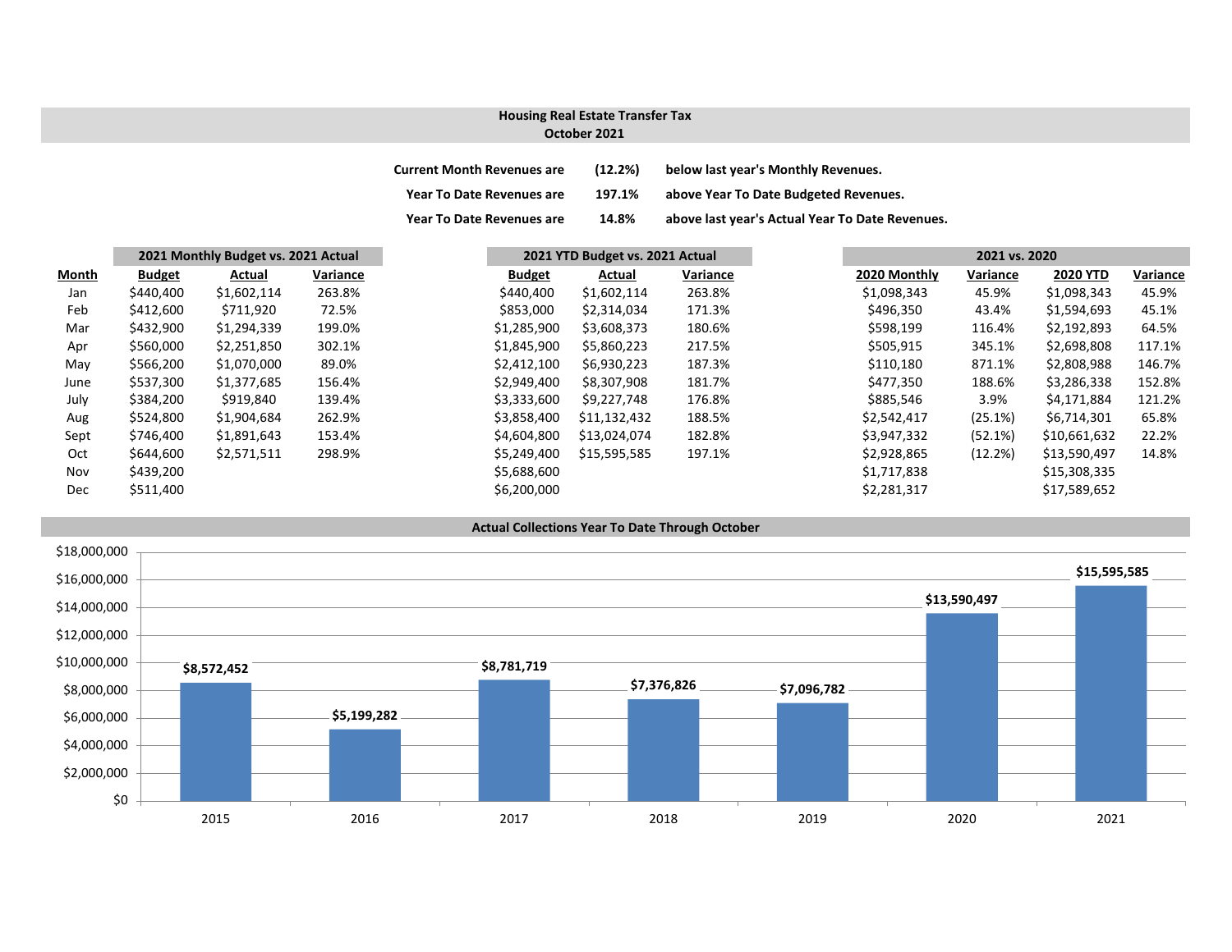## Housing Real Estate Transfer Tax
## October 2021

| | | |
|---|---|---|
| **Current Month Revenues are** | **(12.2%)** | **below last year's Monthly Revenues.** |
| **Year To Date Revenues are** | **197.1%** | **above Year To Date Budgeted Revenues.** |
| **Year To Date Revenues are** | **14.8%** | **above last year's Actual Year To Date Revenues.** |

| | 2021 Monthly Budget vs. 2021 Actual | | | 2021 YTD Budget vs. 2021 Actual | | | 2021 vs. 2020 | | | |
|---|---|---|---|---|---|---|---|---|---|---|
| **Month** | **Budget** | **Actual** | **Variance** | **Budget** | **Actual** | **Variance** | **2020 Monthly** | **Variance** | **2020 YTD** | **Variance** |
| Jan | $440,400 | $1,602,114 | 263.8% | $440,400 | $1,602,114 | 263.8% | $1,098,343 | 45.9% | $1,098,343 | 45.9% |
| Feb | $412,600 | $711,920 | 72.5% | $853,000 | $2,314,034 | 171.3% | $496,350 | 43.4% | $1,594,693 | 45.1% |
| Mar | $432,900 | $1,294,339 | 199.0% | $1,285,900 | $3,608,373 | 180.6% | $598,199 | 116.4% | $2,192,893 | 64.5% |
| Apr | $560,000 | $2,251,850 | 302.1% | $1,845,900 | $5,860,223 | 217.5% | $505,915 | 345.1% | $2,698,808 | 117.1% |
| May | $566,200 | $1,070,000 | 89.0% | $2,412,100 | $6,930,223 | 187.3% | $110,180 | 871.1% | $2,808,988 | 146.7% |
| June | $537,300 | $1,377,685 | 156.4% | $2,949,400 | $8,307,908 | 181.7% | $477,350 | 188.6% | $3,286,338 | 152.8% |
| July | $384,200 | $919,840 | 139.4% | $3,333,600 | $9,227,748 | 176.8% | $885,546 | 3.9% | $4,171,884 | 121.2% |
| Aug | $524,800 | $1,904,684 | 262.9% | $3,858,400 | $11,132,432 | 188.5% | $2,542,417 | (25.1%) | $6,714,301 | 65.8% |
| Sept | $746,400 | $1,891,643 | 153.4% | $4,604,800 | $13,024,074 | 182.8% | $3,947,332 | (52.1%) | $10,661,632 | 22.2% |
| Oct | $644,600 | $2,571,511 | 298.9% | $5,249,400 | $15,595,585 | 197.1% | $2,928,865 | (12.2%) | $13,590,497 | 14.8% |
| Nov | $439,200 | | | $5,688,600 | | | $1,717,838 | | $15,308,335 | |
| Dec | $511,400 | | | $6,200,000 | | | $2,281,317 | | $17,589,652 | |

### Actual Collections Year To Date Through October

| Year | Collections |
|---|---|
| 2015 | $8,572,452 |
| 2016 | $5,199,282 |
| 2017 | $8,781,719 |
| 2018 | $7,376,826 |
| 2019 | $7,096,782 |
| 2020 | $13,590,497 |
| 2021 | $15,595,585 |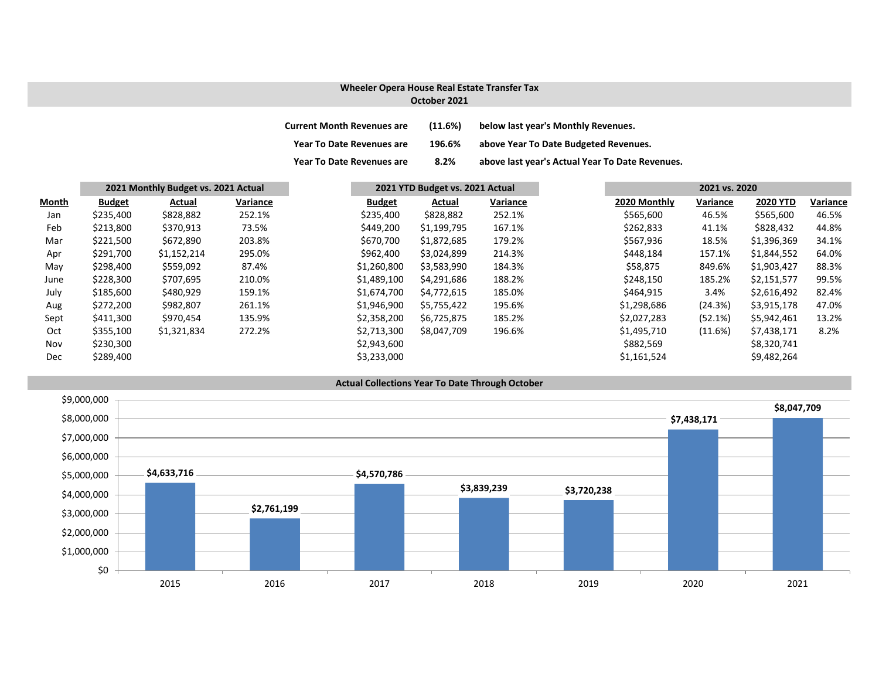# Wheeler Opera House Real Estate Transfer Tax

## October 2021

**Current Month Revenues are (11.6%) below last year's Monthly Revenues.**

**Year To Date Revenues are 196.6% above Year To Date Budgeted Revenues.**

**Year To Date Revenues are 8.2% above last year's Actual Year To Date Revenues.**

| | 2021 Monthly Budget vs. 2021 Actual | | | 2021 YTD Budget vs. 2021 Actual | | | 2021 vs. 2020 | | | |
|---|---|---|---|---|---|---|---|---|---|---|
| **Month** | **Budget** | **Actual** | **Variance** | **Budget** | **Actual** | **Variance** | **2020 Monthly** | **Variance** | **2020 YTD** | **Variance** |
| Jan | $235,400 | $828,882 | 252.1% | $235,400 | $828,882 | 252.1% | $565,600 | 46.5% | $565,600 | 46.5% |
| Feb | $213,800 | $370,913 | 73.5% | $449,200 | $1,199,795 | 167.1% | $262,833 | 41.1% | $828,432 | 44.8% |
| Mar | $221,500 | $672,890 | 203.8% | $670,700 | $1,872,685 | 179.2% | $567,936 | 18.5% | $1,396,369 | 34.1% |
| Apr | $291,700 | $1,152,214 | 295.0% | $962,400 | $3,024,899 | 214.3% | $448,184 | 157.1% | $1,844,552 | 64.0% |
| May | $298,400 | $559,092 | 87.4% | $1,260,800 | $3,583,990 | 184.3% | $58,875 | 849.6% | $1,903,427 | 88.3% |
| June | $228,300 | $707,695 | 210.0% | $1,489,100 | $4,291,686 | 188.2% | $248,150 | 185.2% | $2,151,577 | 99.5% |
| July | $185,600 | $480,929 | 159.1% | $1,674,700 | $4,772,615 | 185.0% | $464,915 | 3.4% | $2,616,492 | 82.4% |
| Aug | $272,200 | $982,807 | 261.1% | $1,946,900 | $5,755,422 | 195.6% | $1,298,686 | (24.3%) | $3,915,178 | 47.0% |
| Sept | $411,300 | $970,454 | 135.9% | $2,358,200 | $6,725,875 | 185.2% | $2,027,283 | (52.1%) | $5,942,461 | 13.2% |
| Oct | $355,100 | $1,321,834 | 272.2% | $2,713,300 | $8,047,709 | 196.6% | $1,495,710 | (11.6%) | $7,438,171 | 8.2% |
| Nov | $230,300 | | | $2,943,600 | | | $882,569 | | $8,320,741 | |
| Dec | $289,400 | | | $3,233,000 | | | $1,161,524 | | $9,482,264 | |

## Actual Collections Year To Date Through October

$9,000,000
$8,000,000
$7,000,000
$6,000,000
$5,000,000
$4,000,000
$3,000,000
$2,000,000
$1,000,000
$0

2015: $4,633,716
2016: $2,761,199
2017: $4,570,786
2018: $3,839,239
2019: $3,720,238
2020: $7,438,171
2021: $8,047,709